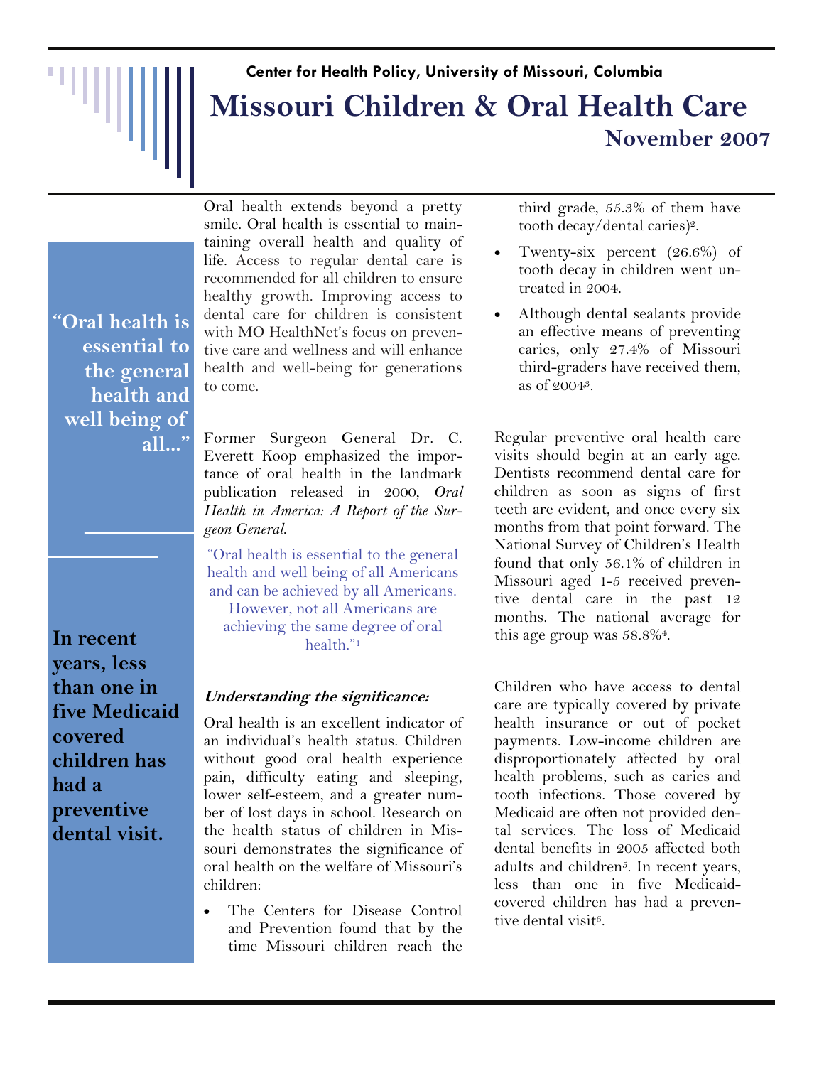Center for Health Policy, University of Missouri, Columbia

# Missouri Children & Oral Health Care

**November 2007**

> **"Oral health is essential to the general health and well being of all..."**

> **In recent years, less than one in five Medicaid covered children has had a preventive dental visit.**

Oral health extends beyond a pretty smile. Oral health is essential to maintaining overall health and quality of life. Access to regular dental care is recommended for all children to ensure healthy growth. Improving access to dental care for children is consistent with MO HealthNet's focus on preventive care and wellness and will enhance health and well-being for generations to come.

Former Surgeon General Dr. C. Everett Koop emphasized the importance of oral health in the landmark publication released in 2000, *Oral Health in America: A Report of the Surgeon General.*

> "Oral health is essential to the general health and well being of all Americans and can be achieved by all Americans. However, not all Americans are achieving the same degree of oral health."[1]

### *Understanding the significance:*

Oral health is an excellent indicator of an individual's health status. Children without good oral health experience pain, difficulty eating and sleeping, lower self-esteem, and a greater number of lost days in school. Research on the health status of children in Missouri demonstrates the significance of oral health on the welfare of Missouri's children:

- The Centers for Disease Control and Prevention found that by the time Missouri children reach the third grade, 55.3% of them have tooth decay/dental caries)[2].
- Twenty-six percent (26.6%) of tooth decay in children went untreated in 2004.
- Although dental sealants provide an effective means of preventing caries, only 27.4% of Missouri third-graders have received them, as of 2004[3].

Regular preventive oral health care visits should begin at an early age. Dentists recommend dental care for children as soon as signs of first teeth are evident, and once every six months from that point forward. The National Survey of Children's Health found that only 56.1% of children in Missouri aged 1-5 received preventive dental care in the past 12 months. The national average for this age group was 58.8%[4].

Children who have access to dental care are typically covered by private health insurance or out of pocket payments. Low-income children are disproportionately affected by oral health problems, such as caries and tooth infections. Those covered by Medicaid are often not provided dental services. The loss of Medicaid dental benefits in 2005 affected both adults and children[5]. In recent years, less than one in five Medicaid-covered children has had a preventive dental visit[6].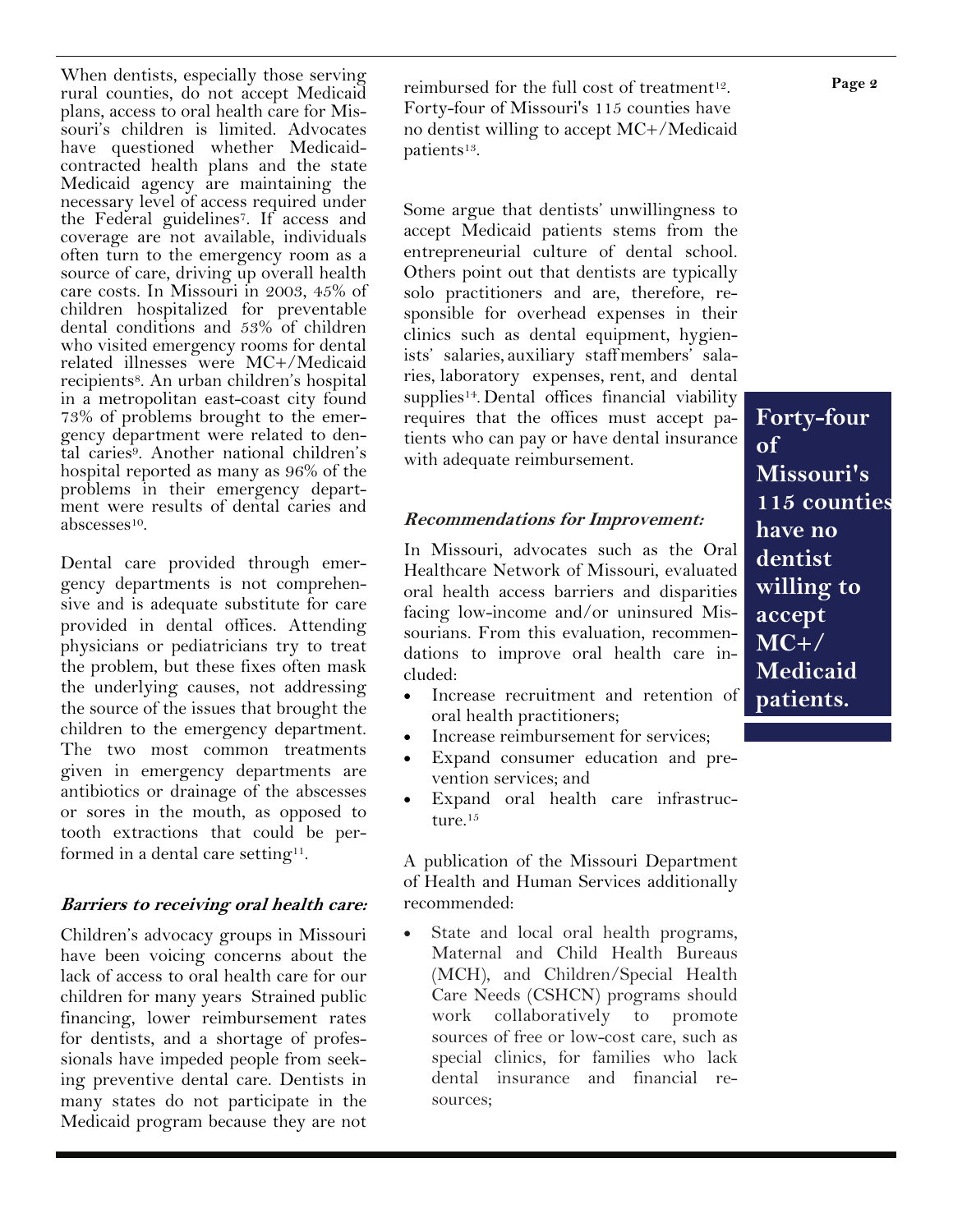When dentists, especially those serving rural counties, do not accept Medicaid plans, access to oral health care for Missouri's children is limited. Advocates have questioned whether Medicaid-contracted health plans and the state Medicaid agency are maintaining the necessary level of access required under the Federal guidelines[7]. If access and coverage are not available, individuals often turn to the emergency room as a source of care, driving up overall health care costs. In Missouri in 2003, 45% of children hospitalized for preventable dental conditions and 53% of children who visited emergency rooms for dental related illnesses were MC+/Medicaid recipients[8]. An urban children's hospital in a metropolitan east-coast city found 73% of problems brought to the emergency department were related to dental caries[9]. Another national children's hospital reported as many as 96% of the problems in their emergency department were results of dental caries and abscesses[10].

Dental care provided through emergency departments is not comprehensive and is adequate substitute for care provided in dental offices. Attending physicians or pediatricians try to treat the problem, but these fixes often mask the underlying causes, not addressing the source of the issues that brought the children to the emergency department. The two most common treatments given in emergency departments are antibiotics or drainage of the abscesses or sores in the mouth, as opposed to tooth extractions that could be performed in a dental care setting[11].

***Barriers to receiving oral health care:***

Children's advocacy groups in Missouri have been voicing concerns about the lack of access to oral health care for our children for many years Strained public financing, lower reimbursement rates for dentists, and a shortage of professionals have impeded people from seeking preventive dental care. Dentists in many states do not participate in the Medicaid program because they are not reimbursed for the full cost of treatment[12]. Forty-four of Missouri's 115 counties have no dentist willing to accept MC+/Medicaid patients[13].

Some argue that dentists' unwillingness to accept Medicaid patients stems from the entrepreneurial culture of dental school. Others point out that dentists are typically solo practitioners and are, therefore, responsible for overhead expenses in their clinics such as dental equipment, hygienists' salaries, auxiliary staff members' salaries, laboratory expenses, rent, and dental supplies[14]. Dental offices financial viability requires that the offices must accept patients who can pay or have dental insurance with adequate reimbursement.

**Forty-four of Missouri's 115 counties have no dentist willing to accept MC+/ Medicaid patients.**

***Recommendations for Improvement:***

In Missouri, advocates such as the Oral Healthcare Network of Missouri, evaluated oral health access barriers and disparities facing low-income and/or uninsured Missourians. From this evaluation, recommendations to improve oral health care included:

- Increase recruitment and retention of oral health practitioners;
- Increase reimbursement for services;
- Expand consumer education and prevention services; and
- Expand oral health care infrastructure.[15]

A publication of the Missouri Department of Health and Human Services additionally recommended:

- State and local oral health programs, Maternal and Child Health Bureaus (MCH), and Children/Special Health Care Needs (CSHCN) programs should work collaboratively to promote sources of free or low-cost care, such as special clinics, for families who lack dental insurance and financial resources;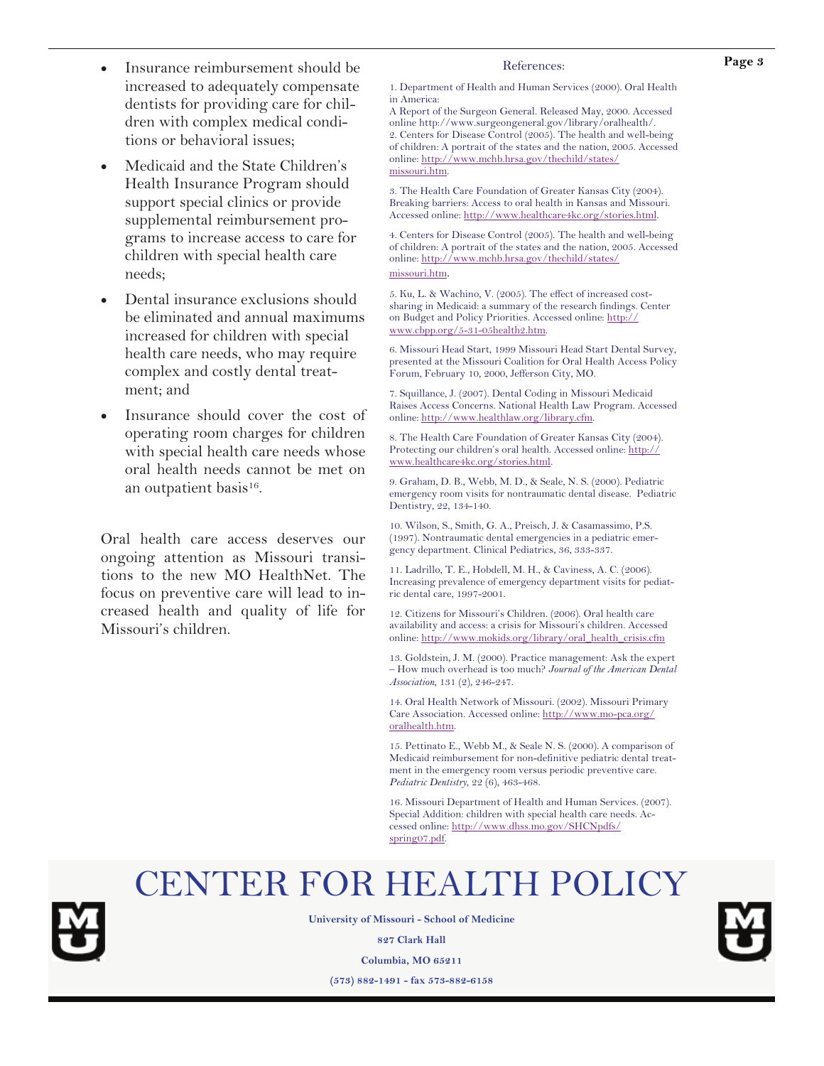- Insurance reimbursement should be increased to adequately compensate dentists for providing care for children with complex medical conditions or behavioral issues;
- Medicaid and the State Children's Health Insurance Program should support special clinics or provide supplemental reimbursement programs to increase access to care for children with special health care needs;
- Dental insurance exclusions should be eliminated and annual maximums increased for children with special health care needs, who may require complex and costly dental treatment; and
- Insurance should cover the cost of operating room charges for children with special health care needs whose oral health needs cannot be met on an outpatient basis[16].

Oral health care access deserves our ongoing attention as Missouri transitions to the new MO HealthNet. The focus on preventive care will lead to increased health and quality of life for Missouri's children.

References:

1. Department of Health and Human Services (2000). Oral Health in America:
A Report of the Surgeon General. Released May, 2000. Accessed online http://www.surgeongeneral.gov/library/oralhealth/.
2. Centers for Disease Control (2005). The health and well-being of children: A portrait of the states and the nation, 2005. Accessed online: http://www.mchb.hrsa.gov/thechild/states/missouri.htm.

3. The Health Care Foundation of Greater Kansas City (2004). Breaking barriers: Access to oral health in Kansas and Missouri. Accessed online: http://www.healthcare4kc.org/stories.html.

4. Centers for Disease Control (2005). The health and well-being of children: A portrait of the states and the nation, 2005. Accessed online: http://www.mchb.hrsa.gov/thechild/states/missouri.htm.

5. Ku, L. & Wachino, V. (2005). The effect of increased cost-sharing in Medicaid: a summary of the research findings. Center on Budget and Policy Priorities. Accessed online: http://www.cbpp.org/5-31-05health2.htm.

6. Missouri Head Start, 1999 Missouri Head Start Dental Survey, presented at the Missouri Coalition for Oral Health Access Policy Forum, February 10, 2000, Jefferson City, MO.

7. Squillance, J. (2007). Dental Coding in Missouri Medicaid Raises Access Concerns. National Health Law Program. Accessed online: http://www.healthlaw.org/library.cfm.

8. The Health Care Foundation of Greater Kansas City (2004). Protecting our children's oral health. Accessed online: http://www.healthcare4kc.org/stories.html.

9. Graham, D. B., Webb, M. D., & Seale, N. S. (2000). Pediatric emergency room visits for nontraumatic dental disease. Pediatric Dentistry, 22, 134-140.

10. Wilson, S., Smith, G. A., Preisch, J. & Casamassimo, P.S. (1997). Nontraumatic dental emergencies in a pediatric emergency department. Clinical Pediatrics, 36, 333-337.

11. Ladrillo, T. E., Hobdell, M. H., & Caviness, A. C. (2006). Increasing prevalence of emergency department visits for pediatric dental care, 1997-2001.

12. Citizens for Missouri's Children. (2006). Oral health care availability and access: a crisis for Missouri's children. Accessed online: http://www.mokids.org/library/oral_health_crisis.cfm

13. Goldstein, J. M. (2000). Practice management: Ask the expert – How much overhead is too much? *Journal of the American Dental Association*, 131 (2), 246-247.

14. Oral Health Network of Missouri. (2002). Missouri Primary Care Association. Accessed online: http://www.mo-pca.org/oralhealth.htm.

15. Pettinato E., Webb M., & Seale N. S. (2000). A comparison of Medicaid reimbursement for non-definitive pediatric dental treatment in the emergency room versus periodic preventive care. *Pediatric Dentistry*, 22 (6), 463-468.

16. Missouri Department of Health and Human Services. (2007). Special Addition: children with special health care needs. Accessed online: http://www.dhss.mo.gov/SHCNpdfs/spring07.pdf.

# CENTER FOR HEALTH POLICY

**University of Missouri - School of Medicine**

**827 Clark Hall**

**Columbia, MO 65211**

**(573) 882-1491 - fax 573-882-6158**